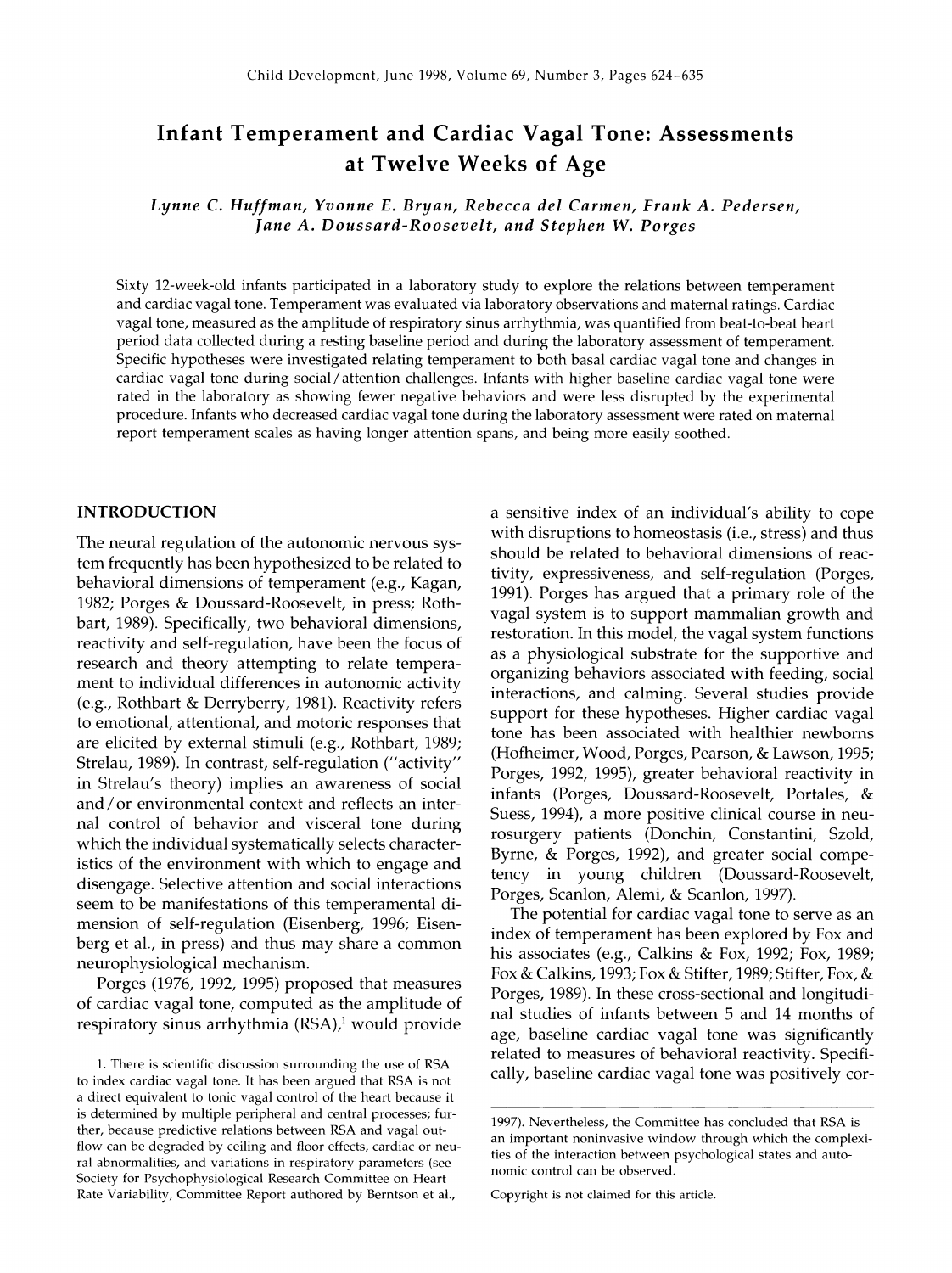# Infant Temperament and Cardiac Vagal Tone: Assessments at Twelve Weeks of Age

*Lynne C. Huffman, Yvonne E. Bryan, Rebecca del Carmen, Frank A. Pedersen, Jane A. Doussard-Roosevelt, and Stephen W. Porges*

Sixty 12-week-old infants participated in a laboratory study to explore the relations between temperament and cardiac vagal tone. Temperament was evaluated via laboratory observations and maternal ratings. Cardiac vagal tone, measured as the amplitude of respiratory sinus arrhythmia, was quantified from beat-to-beat heart period data collected during a resting baseline period and during the laboratory assessment of temperament. Specific hypotheses were investigated relating temperament to both basal cardiac vagal tone and changes in cardiac vagal tone during social/attention challenges. Infants with higher baseline cardiac vagal tone were rated in the laboratory as showing fewer negative behaviors and were less disrupted by the experimental procedure. Infants who decreased cardiac vagal tone during the laboratory assessment were rated on maternal report temperament scales as having longer attention spans, and being more easily soothed.

## INTRODUCTION

The neural regulation of the autonomic nervous system frequently has been hypothesized to be related to behavioral dimensions of temperament (e.g., Kagan, 1982; Porges & Doussard-Roosevelt, in press; Rothbart, 1989). Specifically, two behavioral dimensions, reactivity and self-regulation, have been the focus of research and theory attempting to relate temperament to individual differences in autonomic activity (e.g., Rothbart & Derryberry, 1981). Reactivity refers to emotional, attentional, and motoric responses that are elicited by external stimuli (e.g., Rothbart, 1989; Strelau, 1989). In contrast, self-regulation ("activity" in Strelau's theory) implies an awareness of social and/or environmental context and reflects an internal control of behavior and visceral tone during which the individual systematically selects characteristics of the environment with which to engage and disengage. Selective attention and social interactions seem to be manifestations of this temperamental dimension of self-regulation (Eisenberg, 1996; Eisenberg et al., in press) and thus may share a common neurophysiological mechanism.

Porges (1976, 1992, 1995) proposed that measures of cardiac vagal tone, computed as the amplitude of respiratory sinus arrhythmia (RSA),[1] would provide a sensitive index of an individual's ability to cope with disruptions to homeostasis (i.e., stress) and thus should be related to behavioral dimensions of reactivity, expressiveness, and self-regulation (Porges, 1991). Porges has argued that a primary role of the vagal system is to support mammalian growth and restoration. In this model, the vagal system functions as a physiological substrate for the supportive and organizing behaviors associated with feeding, social interactions, and calming. Several studies provide support for these hypotheses. Higher cardiac vagal tone has been associated with healthier newborns (Hofheimer, Wood, Porges, Pearson, & Lawson, 1995; Porges, 1992, 1995), greater behavioral reactivity in infants (Porges, Doussard-Roosevelt, Portales, & Suess, 1994), a more positive clinical course in neurosurgery patients (Donchin, Constantini, Szold, Byrne, & Porges, 1992), and greater social competency in young children (Doussard-Roosevelt, Porges, Scanlon, Alemi, & Scanlon, 1997).

The potential for cardiac vagal tone to serve as an index of temperament has been explored by Fox and his associates (e.g., Calkins & Fox, 1992; Fox, 1989; Fox & Calkins, 1993; Fox & Stifter, 1989; Stifter, Fox, & Porges, 1989). In these cross-sectional and longitudinal studies of infants between 5 and 14 months of age, baseline cardiac vagal tone was significantly related to measures of behavioral reactivity. Specifically, baseline cardiac vagal tone was positively cor-

1. There is scientific discussion surrounding the use of RSA to index cardiac vagal tone. It has been argued that RSA is not a direct equivalent to tonic vagal control of the heart because it is determined by multiple peripheral and central processes; further, because predictive relations between RSA and vagal outflow can be degraded by ceiling and floor effects, cardiac or neural abnormalities, and variations in respiratory parameters (see Society for Psychophysiological Research Committee on Heart Rate Variability, Committee Report authored by Berntson et al., 1997). Nevertheless, the Committee has concluded that RSA is an important noninvasive window through which the complexities of the interaction between psychological states and autonomic control can be observed.

Copyright is not claimed for this article.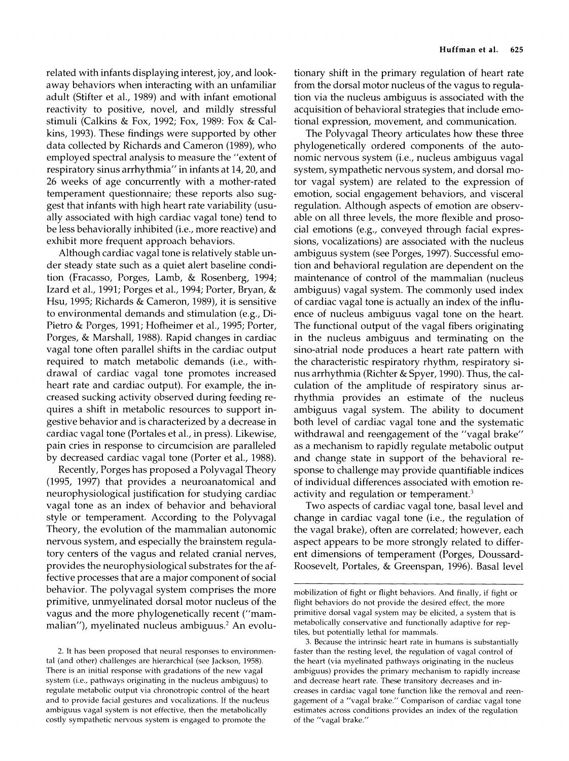related with infants displaying interest, joy, and look-away behaviors when interacting with an unfamiliar adult (Stifter et al., 1989) and with infant emotional reactivity to positive, novel, and mildly stressful stimuli (Calkins & Fox, 1992; Fox, 1989: Fox & Calkins, 1993). These findings were supported by other data collected by Richards and Cameron (1989), who employed spectral analysis to measure the "extent of respiratory sinus arrhythmia" in infants at 14, 20, and 26 weeks of age concurrently with a mother-rated temperament questionnaire; these reports also suggest that infants with high heart rate variability (usually associated with high cardiac vagal tone) tend to be less behaviorally inhibited (i.e., more reactive) and exhibit more frequent approach behaviors.

Although cardiac vagal tone is relatively stable under steady state such as a quiet alert baseline condition (Fracasso, Porges, Lamb, & Rosenberg, 1994; Izard et al., 1991; Porges et al., 1994; Porter, Bryan, & Hsu, 1995; Richards & Cameron, 1989), it is sensitive to environmental demands and stimulation (e.g., DiPietro & Porges, 1991; Hofheimer et al., 1995; Porter, Porges, & Marshall, 1988). Rapid changes in cardiac vagal tone often parallel shifts in the cardiac output required to match metabolic demands (i.e., withdrawal of cardiac vagal tone promotes increased heart rate and cardiac output). For example, the increased sucking activity observed during feeding requires a shift in metabolic resources to support ingestive behavior and is characterized by a decrease in cardiac vagal tone (Portales et al., in press). Likewise, pain cries in response to circumcision are paralleled by decreased cardiac vagal tone (Porter et al., 1988).

Recently, Porges has proposed a Polyvagal Theory (1995, 1997) that provides a neuroanatomical and neurophysiological justification for studying cardiac vagal tone as an index of behavior and behavioral style or temperament. According to the Polyvagal Theory, the evolution of the mammalian autonomic nervous system, and especially the brainstem regulatory centers of the vagus and related cranial nerves, provides the neurophysiological substrates for the affective processes that are a major component of social behavior. The polyvagal system comprises the more primitive, unmyelinated dorsal motor nucleus of the vagus and the more phylogenetically recent ("mammalian"), myelinated nucleus ambiguus.[2] An evolutionary shift in the primary regulation of heart rate from the dorsal motor nucleus of the vagus to regulation via the nucleus ambiguus is associated with the acquisition of behavioral strategies that include emotional expression, movement, and communication.

The Polyvagal Theory articulates how these three phylogenetically ordered components of the autonomic nervous system (i.e., nucleus ambiguus vagal system, sympathetic nervous system, and dorsal motor vagal system) are related to the expression of emotion, social engagement behaviors, and visceral regulation. Although aspects of emotion are observable on all three levels, the more flexible and prosocial emotions (e.g., conveyed through facial expressions, vocalizations) are associated with the nucleus ambiguus system (see Porges, 1997). Successful emotion and behavioral regulation are dependent on the maintenance of control of the mammalian (nucleus ambiguus) vagal system. The commonly used index of cardiac vagal tone is actually an index of the influence of nucleus ambiguus vagal tone on the heart. The functional output of the vagal fibers originating in the nucleus ambiguus and terminating on the sino-atrial node produces a heart rate pattern with the characteristic respiratory rhythm, respiratory sinus arrhythmia (Richter & Spyer, 1990). Thus, the calculation of the amplitude of respiratory sinus arrhythmia provides an estimate of the nucleus ambiguus vagal system. The ability to document both level of cardiac vagal tone and the systematic withdrawal and reengagement of the "vagal brake" as a mechanism to rapidly regulate metabolic output and change state in support of the behavioral response to challenge may provide quantifiable indices of individual differences associated with emotion reactivity and regulation or temperament.[3]

Two aspects of cardiac vagal tone, basal level and change in cardiac vagal tone (i.e., the regulation of the vagal brake), often are correlated; however, each aspect appears to be more strongly related to different dimensions of temperament (Porges, Doussard-Roosevelt, Portales, & Greenspan, 1996). Basal level

2. It has been proposed that neural responses to environmental (and other) challenges are hierarchical (see Jackson, 1958). There is an initial response with gradations of the new vagal system (i.e., pathways originating in the nucleus ambiguus) to regulate metabolic output via chronotropic control of the heart and to provide facial gestures and vocalizations. If the nucleus ambiguus vagal system is not effective, then the metabolically costly sympathetic nervous system is engaged to promote the mobilization of fight or flight behaviors. And finally, if fight or flight behaviors do not provide the desired effect, the more primitive dorsal vagal system may be elicited, a system that is metabolically conservative and functionally adaptive for reptiles, but potentially lethal for mammals.

3. Because the intrinsic heart rate in humans is substantially faster than the resting level, the regulation of vagal control of the heart (via myelinated pathways originating in the nucleus ambiguus) provides the primary mechanism to rapidly increase and decrease heart rate. These transitory decreases and increases in cardiac vagal tone function like the removal and reengagement of a "vagal brake." Comparison of cardiac vagal tone estimates across conditions provides an index of the regulation of the "vagal brake."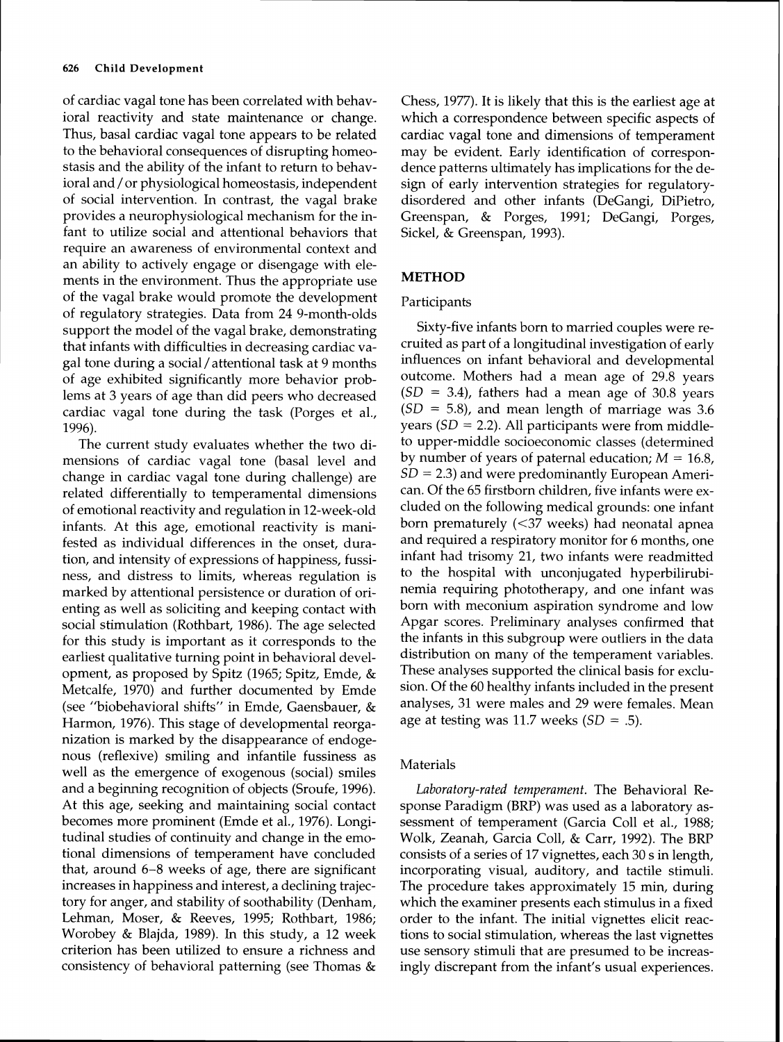of cardiac vagal tone has been correlated with behavioral reactivity and state maintenance or change. Thus, basal cardiac vagal tone appears to be related to the behavioral consequences of disrupting homeostasis and the ability of the infant to return to behavioral and/or physiological homeostasis, independent of social intervention. In contrast, the vagal brake provides a neurophysiological mechanism for the infant to utilize social and attentional behaviors that require an awareness of environmental context and an ability to actively engage or disengage with elements in the environment. Thus the appropriate use of the vagal brake would promote the development of regulatory strategies. Data from 24 9-month-olds support the model of the vagal brake, demonstrating that infants with difficulties in decreasing cardiac vagal tone during a social/attentional task at 9 months of age exhibited significantly more behavior problems at 3 years of age than did peers who decreased cardiac vagal tone during the task (Porges et al., 1996).

The current study evaluates whether the two dimensions of cardiac vagal tone (basal level and change in cardiac vagal tone during challenge) are related differentially to temperamental dimensions of emotional reactivity and regulation in 12-week-old infants. At this age, emotional reactivity is manifested as individual differences in the onset, duration, and intensity of expressions of happiness, fussiness, and distress to limits, whereas regulation is marked by attentional persistence or duration of orienting as well as soliciting and keeping contact with social stimulation (Rothbart, 1986). The age selected for this study is important as it corresponds to the earliest qualitative turning point in behavioral development, as proposed by Spitz (1965; Spitz, Emde, & Metcalfe, 1970) and further documented by Emde (see "biobehavioral shifts" in Emde, Gaensbauer, & Harmon, 1976). This stage of developmental reorganization is marked by the disappearance of endogenous (reflexive) smiling and infantile fussiness as well as the emergence of exogenous (social) smiles and a beginning recognition of objects (Sroufe, 1996). At this age, seeking and maintaining social contact becomes more prominent (Emde et al., 1976). Longitudinal studies of continuity and change in the emotional dimensions of temperament have concluded that, around 6–8 weeks of age, there are significant increases in happiness and interest, a declining trajectory for anger, and stability of soothability (Denham, Lehman, Moser, & Reeves, 1995; Rothbart, 1986; Worobey & Blajda, 1989). In this study, a 12 week criterion has been utilized to ensure a richness and consistency of behavioral patterning (see Thomas & Chess, 1977). It is likely that this is the earliest age at which a correspondence between specific aspects of cardiac vagal tone and dimensions of temperament may be evident. Early identification of correspondence patterns ultimately has implications for the design of early intervention strategies for regulatory-disordered and other infants (DeGangi, DiPietro, Greenspan, & Porges, 1991; DeGangi, Porges, Sickel, & Greenspan, 1993).

## METHOD

### Participants

Sixty-five infants born to married couples were recruited as part of a longitudinal investigation of early influences on infant behavioral and developmental outcome. Mothers had a mean age of 29.8 years ($SD$ = 3.4), fathers had a mean age of 30.8 years ($SD$ = 5.8), and mean length of marriage was 3.6 years ($SD$ = 2.2). All participants were from middle- to upper-middle socioeconomic classes (determined by number of years of paternal education; $M$ = 16.8, $SD$ = 2.3) and were predominantly European American. Of the 65 firstborn children, five infants were excluded on the following medical grounds: one infant born prematurely (<37 weeks) had neonatal apnea and required a respiratory monitor for 6 months, one infant had trisomy 21, two infants were readmitted to the hospital with unconjugated hyperbilirubinemia requiring phototherapy, and one infant was born with meconium aspiration syndrome and low Apgar scores. Preliminary analyses confirmed that the infants in this subgroup were outliers in the data distribution on many of the temperament variables. These analyses supported the clinical basis for exclusion. Of the 60 healthy infants included in the present analyses, 31 were males and 29 were females. Mean age at testing was 11.7 weeks ($SD$ = .5).

### Materials

*Laboratory-rated temperament.* The Behavioral Response Paradigm (BRP) was used as a laboratory assessment of temperament (Garcia Coll et al., 1988; Wolk, Zeanah, Garcia Coll, & Carr, 1992). The BRP consists of a series of 17 vignettes, each 30 s in length, incorporating visual, auditory, and tactile stimuli. The procedure takes approximately 15 min, during which the examiner presents each stimulus in a fixed order to the infant. The initial vignettes elicit reactions to social stimulation, whereas the last vignettes use sensory stimuli that are presumed to be increasingly discrepant from the infant's usual experiences.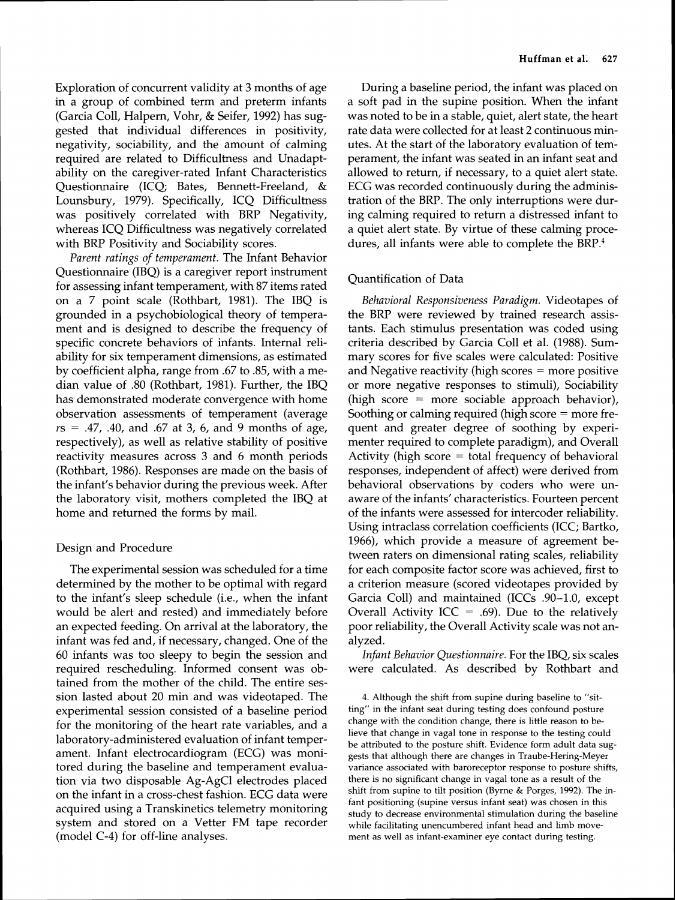Exploration of concurrent validity at 3 months of age in a group of combined term and preterm infants (Garcia Coll, Halpern, Vohr, & Seifer, 1992) has suggested that individual differences in positivity, negativity, sociability, and the amount of calming required are related to Difficultness and Unadaptability on the caregiver-rated Infant Characteristics Questionnaire (ICQ; Bates, Bennett-Freeland, & Lounsbury, 1979). Specifically, ICQ Difficultness was positively correlated with BRP Negativity, whereas ICQ Difficultness was negatively correlated with BRP Positivity and Sociability scores.

*Parent ratings of temperament.* The Infant Behavior Questionnaire (IBQ) is a caregiver report instrument for assessing infant temperament, with 87 items rated on a 7 point scale (Rothbart, 1981). The IBQ is grounded in a psychobiological theory of temperament and is designed to describe the frequency of specific concrete behaviors of infants. Internal reliability for six temperament dimensions, as estimated by coefficient alpha, range from .67 to .85, with a median value of .80 (Rothbart, 1981). Further, the IBQ has demonstrated moderate convergence with home observation assessments of temperament (average $rs$ = .47, .40, and .67 at 3, 6, and 9 months of age, respectively), as well as relative stability of positive reactivity measures across 3 and 6 month periods (Rothbart, 1986). Responses are made on the basis of the infant's behavior during the previous week. After the laboratory visit, mothers completed the IBQ at home and returned the forms by mail.

## Design and Procedure

The experimental session was scheduled for a time determined by the mother to be optimal with regard to the infant's sleep schedule (i.e., when the infant would be alert and rested) and immediately before an expected feeding. On arrival at the laboratory, the infant was fed and, if necessary, changed. One of the 60 infants was too sleepy to begin the session and required rescheduling. Informed consent was obtained from the mother of the child. The entire session lasted about 20 min and was videotaped. The experimental session consisted of a baseline period for the monitoring of the heart rate variables, and a laboratory-administered evaluation of infant temperament. Infant electrocardiogram (ECG) was monitored during the baseline and temperament evaluation via two disposable Ag-AgCl electrodes placed on the infant in a cross-chest fashion. ECG data were acquired using a Transkinetics telemetry monitoring system and stored on a Vetter FM tape recorder (model C-4) for off-line analyses.

During a baseline period, the infant was placed on a soft pad in the supine position. When the infant was noted to be in a stable, quiet, alert state, the heart rate data were collected for at least 2 continuous minutes. At the start of the laboratory evaluation of temperament, the infant was seated in an infant seat and allowed to return, if necessary, to a quiet alert state. ECG was recorded continuously during the administration of the BRP. The only interruptions were during calming required to return a distressed infant to a quiet alert state. By virtue of these calming procedures, all infants were able to complete the BRP.[4]

## Quantification of Data

*Behavioral Responsiveness Paradigm.* Videotapes of the BRP were reviewed by trained research assistants. Each stimulus presentation was coded using criteria described by Garcia Coll et al. (1988). Summary scores for five scales were calculated: Positive and Negative reactivity (high scores = more positive or more negative responses to stimuli), Sociability (high score = more sociable approach behavior), Soothing or calming required (high score = more frequent and greater degree of soothing by experimenter required to complete paradigm), and Overall Activity (high score = total frequency of behavioral responses, independent of affect) were derived from behavioral observations by coders who were unaware of the infants' characteristics. Fourteen percent of the infants were assessed for intercoder reliability. Using intraclass correlation coefficients (ICC; Bartko, 1966), which provide a measure of agreement between raters on dimensional rating scales, reliability for each composite factor score was achieved, first to a criterion measure (scored videotapes provided by Garcia Coll) and maintained (ICCs .90–1.0, except Overall Activity ICC = .69). Due to the relatively poor reliability, the Overall Activity scale was not analyzed.

*Infant Behavior Questionnaire.* For the IBQ, six scales were calculated. As described by Rothbart and

4. Although the shift from supine during baseline to "sitting" in the infant seat during testing does confound posture change with the condition change, there is little reason to believe that change in vagal tone in response to the testing could be attributed to the posture shift. Evidence form adult data suggests that although there are changes in Traube-Hering-Meyer variance associated with baroreceptor response to posture shifts, there is no significant change in vagal tone as a result of the shift from supine to tilt position (Byrne & Porges, 1992). The infant positioning (supine versus infant seat) was chosen in this study to decrease environmental stimulation during the baseline while facilitating unencumbered infant head and limb movement as well as infant-examiner eye contact during testing.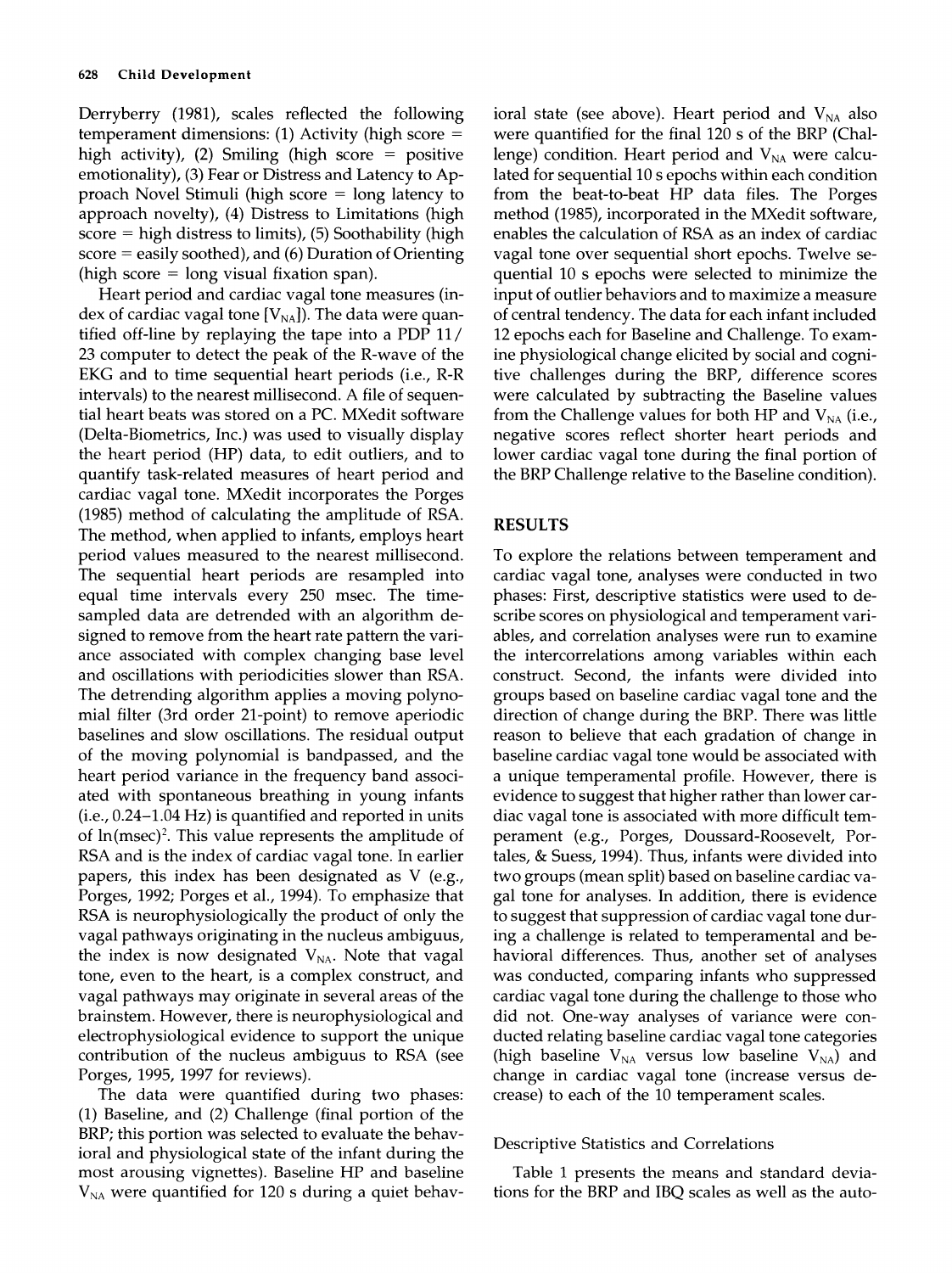Derryberry (1981), scales reflected the following temperament dimensions: (1) Activity (high score = high activity), (2) Smiling (high score = positive emotionality), (3) Fear or Distress and Latency to Approach Novel Stimuli (high score = long latency to approach novelty), (4) Distress to Limitations (high score = high distress to limits), (5) Soothability (high score = easily soothed), and (6) Duration of Orienting (high score = long visual fixation span).

Heart period and cardiac vagal tone measures (index of cardiac vagal tone [$V_{NA}$]). The data were quantified off-line by replaying the tape into a PDP 11/23 computer to detect the peak of the R-wave of the EKG and to time sequential heart periods (i.e., R-R intervals) to the nearest millisecond. A file of sequential heart beats was stored on a PC. MXedit software (Delta-Biometrics, Inc.) was used to visually display the heart period (HP) data, to edit outliers, and to quantify task-related measures of heart period and cardiac vagal tone. MXedit incorporates the Porges (1985) method of calculating the amplitude of RSA. The method, when applied to infants, employs heart period values measured to the nearest millisecond. The sequential heart periods are resampled into equal time intervals every 250 msec. The time-sampled data are detrended with an algorithm designed to remove from the heart rate pattern the variance associated with complex changing base level and oscillations with periodicities slower than RSA. The detrending algorithm applies a moving polynomial filter (3rd order 21-point) to remove aperiodic baselines and slow oscillations. The residual output of the moving polynomial is bandpassed, and the heart period variance in the frequency band associated with spontaneous breathing in young infants (i.e., 0.24–1.04 Hz) is quantified and reported in units of $\ln(\text{msec})^2$. This value represents the amplitude of RSA and is the index of cardiac vagal tone. In earlier papers, this index has been designated as V (e.g., Porges, 1992; Porges et al., 1994). To emphasize that RSA is neurophysiologically the product of only the vagal pathways originating in the nucleus ambiguus, the index is now designated $V_{NA}$. Note that vagal tone, even to the heart, is a complex construct, and vagal pathways may originate in several areas of the brainstem. However, there is neurophysiological and electrophysiological evidence to support the unique contribution of the nucleus ambiguus to RSA (see Porges, 1995, 1997 for reviews).

The data were quantified during two phases: (1) Baseline, and (2) Challenge (final portion of the BRP; this portion was selected to evaluate the behavioral and physiological state of the infant during the most arousing vignettes). Baseline HP and baseline $V_{NA}$ were quantified for 120 s during a quiet behavioral state (see above). Heart period and $V_{NA}$ also were quantified for the final 120 s of the BRP (Challenge) condition. Heart period and $V_{NA}$ were calculated for sequential 10 s epochs within each condition from the beat-to-beat HP data files. The Porges method (1985), incorporated in the MXedit software, enables the calculation of RSA as an index of cardiac vagal tone over sequential short epochs. Twelve sequential 10 s epochs were selected to minimize the input of outlier behaviors and to maximize a measure of central tendency. The data for each infant included 12 epochs each for Baseline and Challenge. To examine physiological change elicited by social and cognitive challenges during the BRP, difference scores were calculated by subtracting the Baseline values from the Challenge values for both HP and $V_{NA}$ (i.e., negative scores reflect shorter heart periods and lower cardiac vagal tone during the final portion of the BRP Challenge relative to the Baseline condition).

## RESULTS

To explore the relations between temperament and cardiac vagal tone, analyses were conducted in two phases: First, descriptive statistics were used to describe scores on physiological and temperament variables, and correlation analyses were run to examine the intercorrelations among variables within each construct. Second, the infants were divided into groups based on baseline cardiac vagal tone and the direction of change during the BRP. There was little reason to believe that each gradation of change in baseline cardiac vagal tone would be associated with a unique temperamental profile. However, there is evidence to suggest that higher rather than lower cardiac vagal tone is associated with more difficult temperament (e.g., Porges, Doussard-Roosevelt, Portales, & Suess, 1994). Thus, infants were divided into two groups (mean split) based on baseline cardiac vagal tone for analyses. In addition, there is evidence to suggest that suppression of cardiac vagal tone during a challenge is related to temperamental and behavioral differences. Thus, another set of analyses was conducted, comparing infants who suppressed cardiac vagal tone during the challenge to those who did not. One-way analyses of variance were conducted relating baseline cardiac vagal tone categories (high baseline $V_{NA}$ versus low baseline $V_{NA}$) and change in cardiac vagal tone (increase versus decrease) to each of the 10 temperament scales.

### Descriptive Statistics and Correlations

Table 1 presents the means and standard deviations for the BRP and IBQ scales as well as the auto-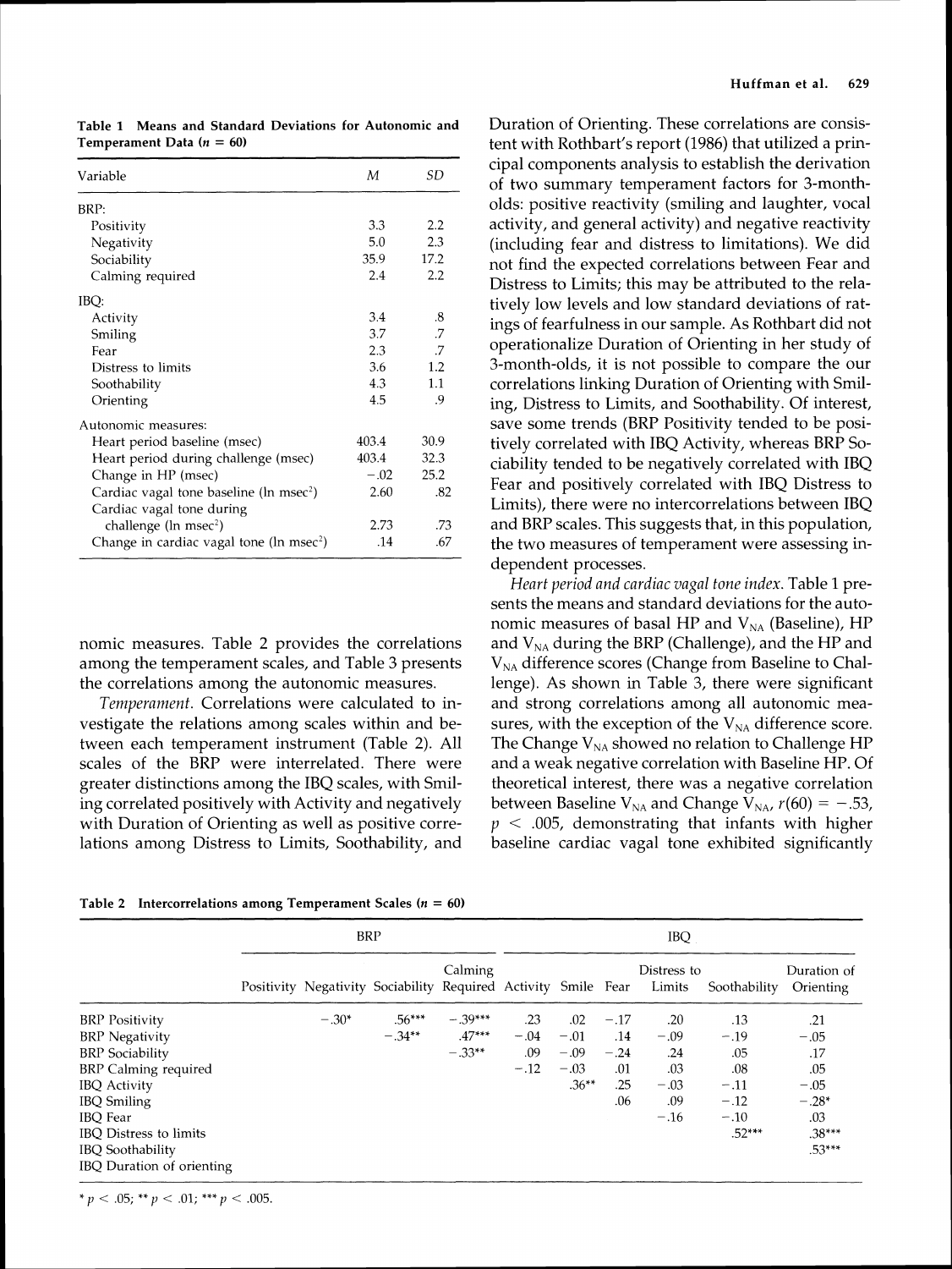**Table 1 Means and Standard Deviations for Autonomic and Temperament Data ($n = 60$)**

| Variable | $M$ | $SD$ |
|---|---|---|
| BRP: | | |
| Positivity | 3.3 | 2.2 |
| Negativity | 5.0 | 2.3 |
| Sociability | 35.9 | 17.2 |
| Calming required | 2.4 | 2.2 |
| IBQ: | | |
| Activity | 3.4 | .8 |
| Smiling | 3.7 | .7 |
| Fear | 2.3 | .7 |
| Distress to limits | 3.6 | 1.2 |
| Soothability | 4.3 | 1.1 |
| Orienting | 4.5 | .9 |
| Autonomic measures: | | |
| Heart period baseline (msec) | 403.4 | 30.9 |
| Heart period during challenge (msec) | 403.4 | 32.3 |
| Change in HP (msec) | −.02 | 25.2 |
| Cardiac vagal tone baseline (ln msec$^2$) | 2.60 | .82 |
| Cardiac vagal tone during challenge (ln msec$^2$) | 2.73 | .73 |
| Change in cardiac vagal tone (ln msec$^2$) | .14 | .67 |

nomic measures. Table 2 provides the correlations among the temperament scales, and Table 3 presents the correlations among the autonomic measures.

*Temperament.* Correlations were calculated to investigate the relations among scales within and between each temperament instrument (Table 2). All scales of the BRP were interrelated. There were greater distinctions among the IBQ scales, with Smiling correlated positively with Activity and negatively with Duration of Orienting as well as positive correlations among Distress to Limits, Soothability, and Duration of Orienting. These correlations are consistent with Rothbart's report (1986) that utilized a principal components analysis to establish the derivation of two summary temperament factors for 3-month-olds: positive reactivity (smiling and laughter, vocal activity, and general activity) and negative reactivity (including fear and distress to limitations). We did not find the expected correlations between Fear and Distress to Limits; this may be attributed to the relatively low levels and low standard deviations of ratings of fearfulness in our sample. As Rothbart did not operationalize Duration of Orienting in her study of 3-month-olds, it is not possible to compare the our correlations linking Duration of Orienting with Smiling, Distress to Limits, and Soothability. Of interest, save some trends (BRP Positivity tended to be positively correlated with IBQ Activity, whereas BRP Sociability tended to be negatively correlated with IBQ Fear and positively correlated with IBQ Distress to Limits), there were no intercorrelations between IBQ and BRP scales. This suggests that, in this population, the two measures of temperament were assessing independent processes.

*Heart period and cardiac vagal tone index.* Table 1 presents the means and standard deviations for the autonomic measures of basal HP and $V_{NA}$ (Baseline), HP and $V_{NA}$ during the BRP (Challenge), and the HP and $V_{NA}$ difference scores (Change from Baseline to Challenge). As shown in Table 3, there were significant and strong correlations among all autonomic measures, with the exception of the $V_{NA}$ difference score. The Change $V_{NA}$ showed no relation to Challenge HP and a weak negative correlation with Baseline HP. Of theoretical interest, there was a negative correlation between Baseline $V_{NA}$ and Change $V_{NA}$, $r(60) = -.53$, $p < .005$, demonstrating that infants with higher baseline cardiac vagal tone exhibited significantly

**Table 2 Intercorrelations among Temperament Scales ($n = 60$)**

| | BRP | | | | IBQ | | | | | |
|---|---|---|---|---|---|---|---|---|---|---|
| | Positivity | Negativity | Sociability | Calming Required | Activity | Smile | Fear | Distress to Limits | Soothability | Duration of Orienting |
| BRP Positivity | | −.30* | .56*** | −.39*** | .23 | .02 | −.17 | .20 | .13 | .21 |
| BRP Negativity | | | −.34** | .47*** | −.04 | −.01 | .14 | −.09 | −.19 | −.05 |
| BRP Sociability | | | | −.33** | .09 | −.09 | −.24 | .24 | .05 | .17 |
| BRP Calming required | | | | | −.12 | −.03 | .01 | .03 | .08 | .05 |
| IBQ Activity | | | | | | .36** | .25 | −.03 | −.11 | −.05 |
| IBQ Smiling | | | | | | | .06 | .09 | −.12 | −.28* |
| IBQ Fear | | | | | | | | −.16 | −.10 | .03 |
| IBQ Distress to limits | | | | | | | | | .52*** | .38*** |
| IBQ Soothability | | | | | | | | | | .53*** |
| IBQ Duration of orienting | | | | | | | | | | |

* $p < .05$; ** $p < .01$; *** $p < .005$.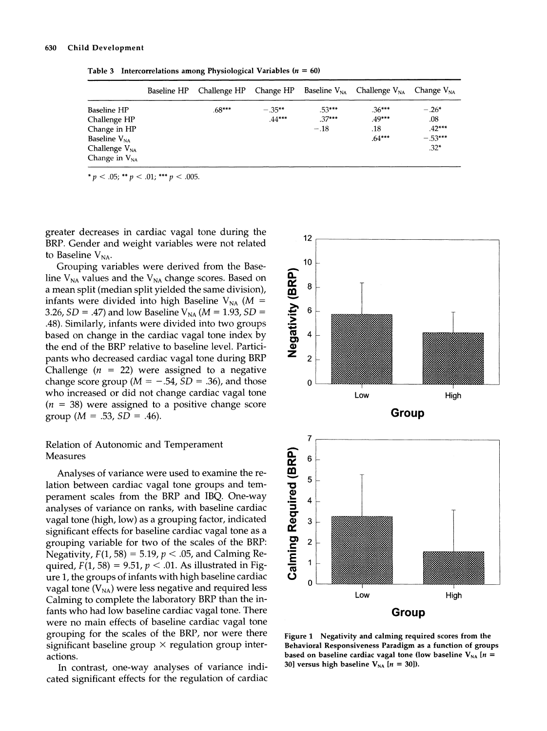**Table 3 Intercorrelations among Physiological Variables ($n$ = 60)**

| | Baseline HP | Challenge HP | Change HP | Baseline $V_{NA}$ | Challenge $V_{NA}$ | Change $V_{NA}$ |
|---|---|---|---|---|---|---|
| Baseline HP | | .68*** | −.35** | .53*** | .36*** | −.26* |
| Challenge HP | | | .44*** | .37*** | .49*** | .08 |
| Change in HP | | | | −.18 | .18 | .42*** |
| Baseline $V_{NA}$ | | | | | .64*** | −.53*** |
| Challenge $V_{NA}$ | | | | | | .32* |
| Change in $V_{NA}$ | | | | | | |

* $p < .05$; ** $p < .01$; *** $p < .005$.

greater decreases in cardiac vagal tone during the BRP. Gender and weight variables were not related to Baseline $V_{NA}$.

Grouping variables were derived from the Baseline $V_{NA}$ values and the $V_{NA}$ change scores. Based on a mean split (median split yielded the same division), infants were divided into high Baseline $V_{NA}$ ($M$ = 3.26, $SD$ = .47) and low Baseline $V_{NA}$ ($M$ = 1.93, $SD$ = .48). Similarly, infants were divided into two groups based on change in the cardiac vagal tone index by the end of the BRP relative to baseline level. Participants who decreased cardiac vagal tone during BRP Challenge ($n$ = 22) were assigned to a negative change score group ($M$ = −.54, $SD$ = .36), and those who increased or did not change cardiac vagal tone ($n$ = 38) were assigned to a positive change score group ($M$ = .53, $SD$ = .46).

### Relation of Autonomic and Temperament Measures

Analyses of variance were used to examine the relation between cardiac vagal tone groups and temperament scales from the BRP and IBQ. One-way analyses of variance on ranks, with baseline cardiac vagal tone (high, low) as a grouping factor, indicated significant effects for baseline cardiac vagal tone as a grouping variable for two of the scales of the BRP: Negativity, $F(1, 58) = 5.19$, $p < .05$, and Calming Required, $F(1, 58) = 9.51$, $p < .01$. As illustrated in Figure 1, the groups of infants with high baseline cardiac vagal tone ($V_{NA}$) were less negative and required less Calming to complete the laboratory BRP than the infants who had low baseline cardiac vagal tone. There were no main effects of baseline cardiac vagal tone grouping for the scales of the BRP, nor were there significant baseline group × regulation group interactions.

In contrast, one-way analyses of variance indicated significant effects for the regulation of cardiac

**Figure 1** Negativity and calming required scores from the Behavioral Responsiveness Paradigm as a function of groups based on baseline cardiac vagal tone (low baseline $V_{NA}$ [$n$ = 30] versus high baseline $V_{NA}$ [$n$ = 30]).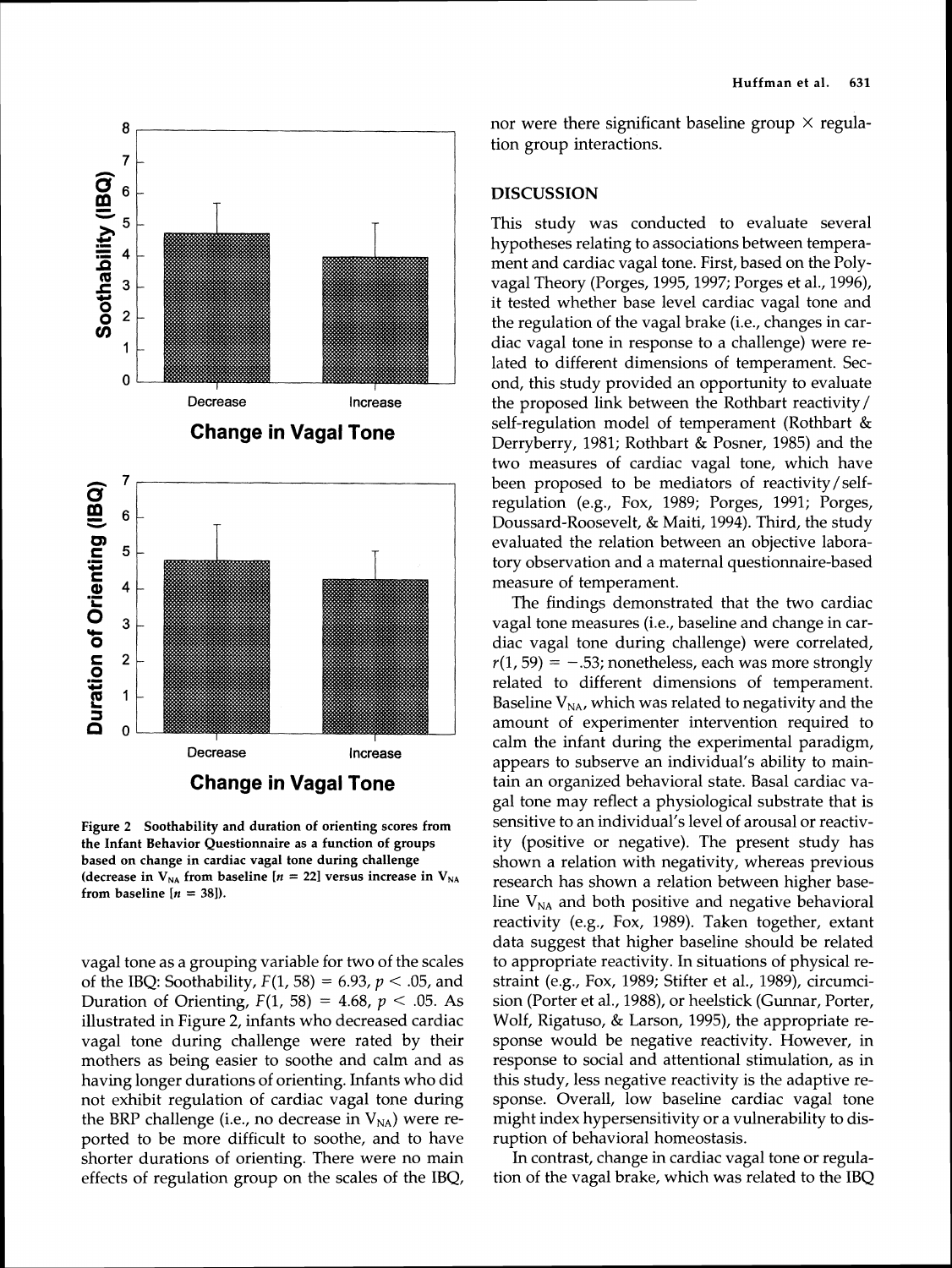Figure 2 Soothability and duration of orienting scores from the Infant Behavior Questionnaire as a function of groups based on change in cardiac vagal tone during challenge (decrease in $V_{NA}$ from baseline [$n = 22$] versus increase in $V_{NA}$ from baseline [$n = 38$]).

vagal tone as a grouping variable for two of the scales of the IBQ: Soothability, $F(1, 58) = 6.93$, $p < .05$, and Duration of Orienting, $F(1, 58) = 4.68$, $p < .05$. As illustrated in Figure 2, infants who decreased cardiac vagal tone during challenge were rated by their mothers as being easier to soothe and calm and as having longer durations of orienting. Infants who did not exhibit regulation of cardiac vagal tone during the BRP challenge (i.e., no decrease in $V_{NA}$) were reported to be more difficult to soothe, and to have shorter durations of orienting. There were no main effects of regulation group on the scales of the IBQ, nor were there significant baseline group × regulation group interactions.

## DISCUSSION

This study was conducted to evaluate several hypotheses relating to associations between temperament and cardiac vagal tone. First, based on the Polyvagal Theory (Porges, 1995, 1997; Porges et al., 1996), it tested whether base level cardiac vagal tone and the regulation of the vagal brake (i.e., changes in cardiac vagal tone in response to a challenge) were related to different dimensions of temperament. Second, this study provided an opportunity to evaluate the proposed link between the Rothbart reactivity/self-regulation model of temperament (Rothbart & Derryberry, 1981; Rothbart & Posner, 1985) and the two measures of cardiac vagal tone, which have been proposed to be mediators of reactivity/self-regulation (e.g., Fox, 1989; Porges, 1991; Porges, Doussard-Roosevelt, & Maiti, 1994). Third, the study evaluated the relation between an objective laboratory observation and a maternal questionnaire-based measure of temperament.

The findings demonstrated that the two cardiac vagal tone measures (i.e., baseline and change in cardiac vagal tone during challenge) were correlated, $r(1, 59) = -.53$; nonetheless, each was more strongly related to different dimensions of temperament. Baseline $V_{NA}$, which was related to negativity and the amount of experimenter intervention required to calm the infant during the experimental paradigm, appears to subserve an individual's ability to maintain an organized behavioral state. Basal cardiac vagal tone may reflect a physiological substrate that is sensitive to an individual's level of arousal or reactivity (positive or negative). The present study has shown a relation with negativity, whereas previous research has shown a relation between higher baseline $V_{NA}$ and both positive and negative behavioral reactivity (e.g., Fox, 1989). Taken together, extant data suggest that higher baseline should be related to appropriate reactivity. In situations of physical restraint (e.g., Fox, 1989; Stifter et al., 1989), circumcision (Porter et al., 1988), or heelstick (Gunnar, Porter, Wolf, Rigatuso, & Larson, 1995), the appropriate response would be negative reactivity. However, in response to social and attentional stimulation, as in this study, less negative reactivity is the adaptive response. Overall, low baseline cardiac vagal tone might index hypersensitivity or a vulnerability to disruption of behavioral homeostasis.

In contrast, change in cardiac vagal tone or regulation of the vagal brake, which was related to the IBQ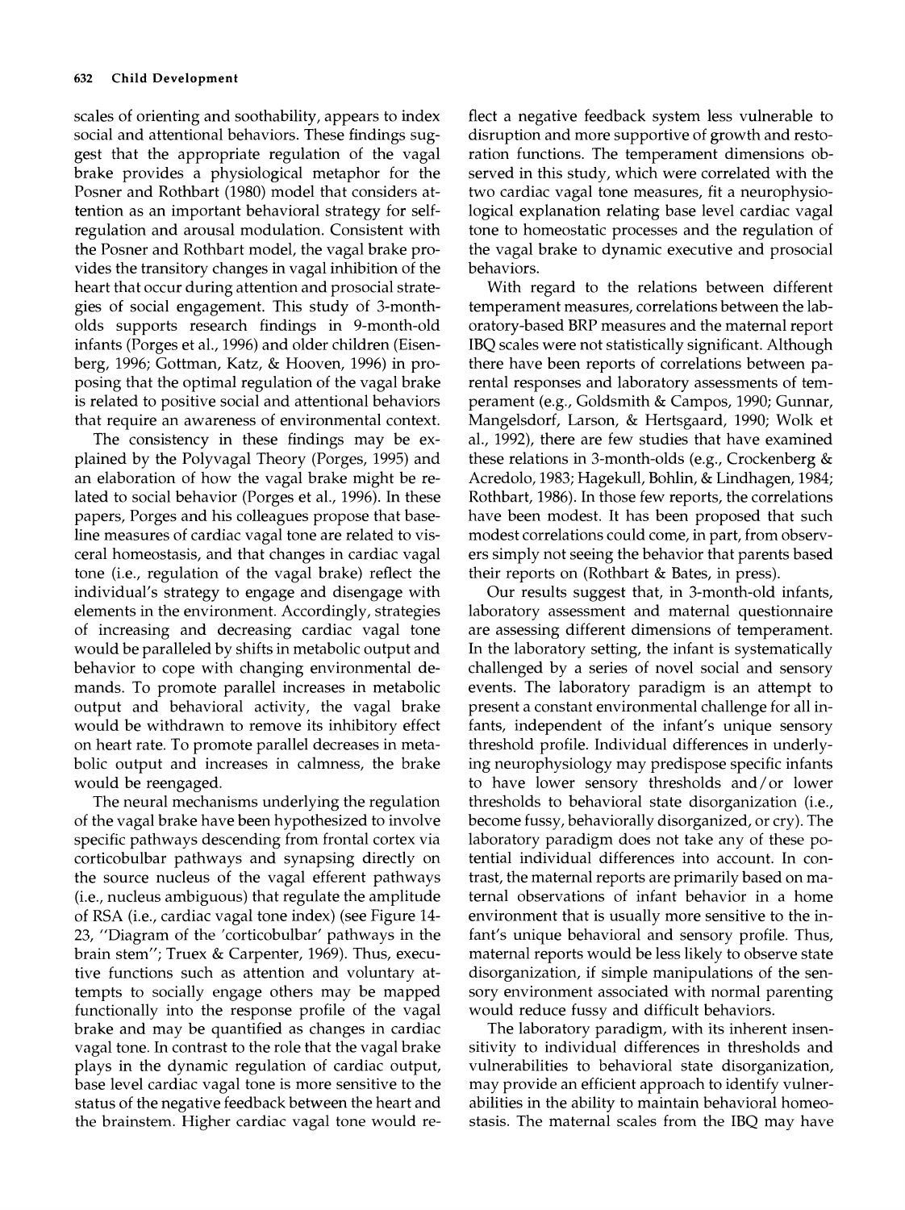scales of orienting and soothability, appears to index social and attentional behaviors. These findings suggest that the appropriate regulation of the vagal brake provides a physiological metaphor for the Posner and Rothbart (1980) model that considers attention as an important behavioral strategy for self-regulation and arousal modulation. Consistent with the Posner and Rothbart model, the vagal brake provides the transitory changes in vagal inhibition of the heart that occur during attention and prosocial strategies of social engagement. This study of 3-month-olds supports research findings in 9-month-old infants (Porges et al., 1996) and older children (Eisenberg, 1996; Gottman, Katz, & Hooven, 1996) in proposing that the optimal regulation of the vagal brake is related to positive social and attentional behaviors that require an awareness of environmental context.

The consistency in these findings may be explained by the Polyvagal Theory (Porges, 1995) and an elaboration of how the vagal brake might be related to social behavior (Porges et al., 1996). In these papers, Porges and his colleagues propose that baseline measures of cardiac vagal tone are related to visceral homeostasis, and that changes in cardiac vagal tone (i.e., regulation of the vagal brake) reflect the individual's strategy to engage and disengage with elements in the environment. Accordingly, strategies of increasing and decreasing cardiac vagal tone would be paralleled by shifts in metabolic output and behavior to cope with changing environmental demands. To promote parallel increases in metabolic output and behavioral activity, the vagal brake would be withdrawn to remove its inhibitory effect on heart rate. To promote parallel decreases in metabolic output and increases in calmness, the brake would be reengaged.

The neural mechanisms underlying the regulation of the vagal brake have been hypothesized to involve specific pathways descending from frontal cortex via corticobulbar pathways and synapsing directly on the source nucleus of the vagal efferent pathways (i.e., nucleus ambiguous) that regulate the amplitude of RSA (i.e., cardiac vagal tone index) (see Figure 14-23, "Diagram of the 'corticobulbar' pathways in the brain stem"; Truex & Carpenter, 1969). Thus, executive functions such as attention and voluntary attempts to socially engage others may be mapped functionally into the response profile of the vagal brake and may be quantified as changes in cardiac vagal tone. In contrast to the role that the vagal brake plays in the dynamic regulation of cardiac output, base level cardiac vagal tone is more sensitive to the status of the negative feedback between the heart and the brainstem. Higher cardiac vagal tone would reflect a negative feedback system less vulnerable to disruption and more supportive of growth and restoration functions. The temperament dimensions observed in this study, which were correlated with the two cardiac vagal tone measures, fit a neurophysiological explanation relating base level cardiac vagal tone to homeostatic processes and the regulation of the vagal brake to dynamic executive and prosocial behaviors.

With regard to the relations between different temperament measures, correlations between the laboratory-based BRP measures and the maternal report IBQ scales were not statistically significant. Although there have been reports of correlations between parental responses and laboratory assessments of temperament (e.g., Goldsmith & Campos, 1990; Gunnar, Mangelsdorf, Larson, & Hertsgaard, 1990; Wolk et al., 1992), there are few studies that have examined these relations in 3-month-olds (e.g., Crockenberg & Acredolo, 1983; Hagekull, Bohlin, & Lindhagen, 1984; Rothbart, 1986). In those few reports, the correlations have been modest. It has been proposed that such modest correlations could come, in part, from observers simply not seeing the behavior that parents based their reports on (Rothbart & Bates, in press).

Our results suggest that, in 3-month-old infants, laboratory assessment and maternal questionnaire are assessing different dimensions of temperament. In the laboratory setting, the infant is systematically challenged by a series of novel social and sensory events. The laboratory paradigm is an attempt to present a constant environmental challenge for all infants, independent of the infant's unique sensory threshold profile. Individual differences in underlying neurophysiology may predispose specific infants to have lower sensory thresholds and/or lower thresholds to behavioral state disorganization (i.e., become fussy, behaviorally disorganized, or cry). The laboratory paradigm does not take any of these potential individual differences into account. In contrast, the maternal reports are primarily based on maternal observations of infant behavior in a home environment that is usually more sensitive to the infant's unique behavioral and sensory profile. Thus, maternal reports would be less likely to observe state disorganization, if simple manipulations of the sensory environment associated with normal parenting would reduce fussy and difficult behaviors.

The laboratory paradigm, with its inherent insensitivity to individual differences in thresholds and vulnerabilities to behavioral state disorganization, may provide an efficient approach to identify vulnerabilities in the ability to maintain behavioral homeostasis. The maternal scales from the IBQ may have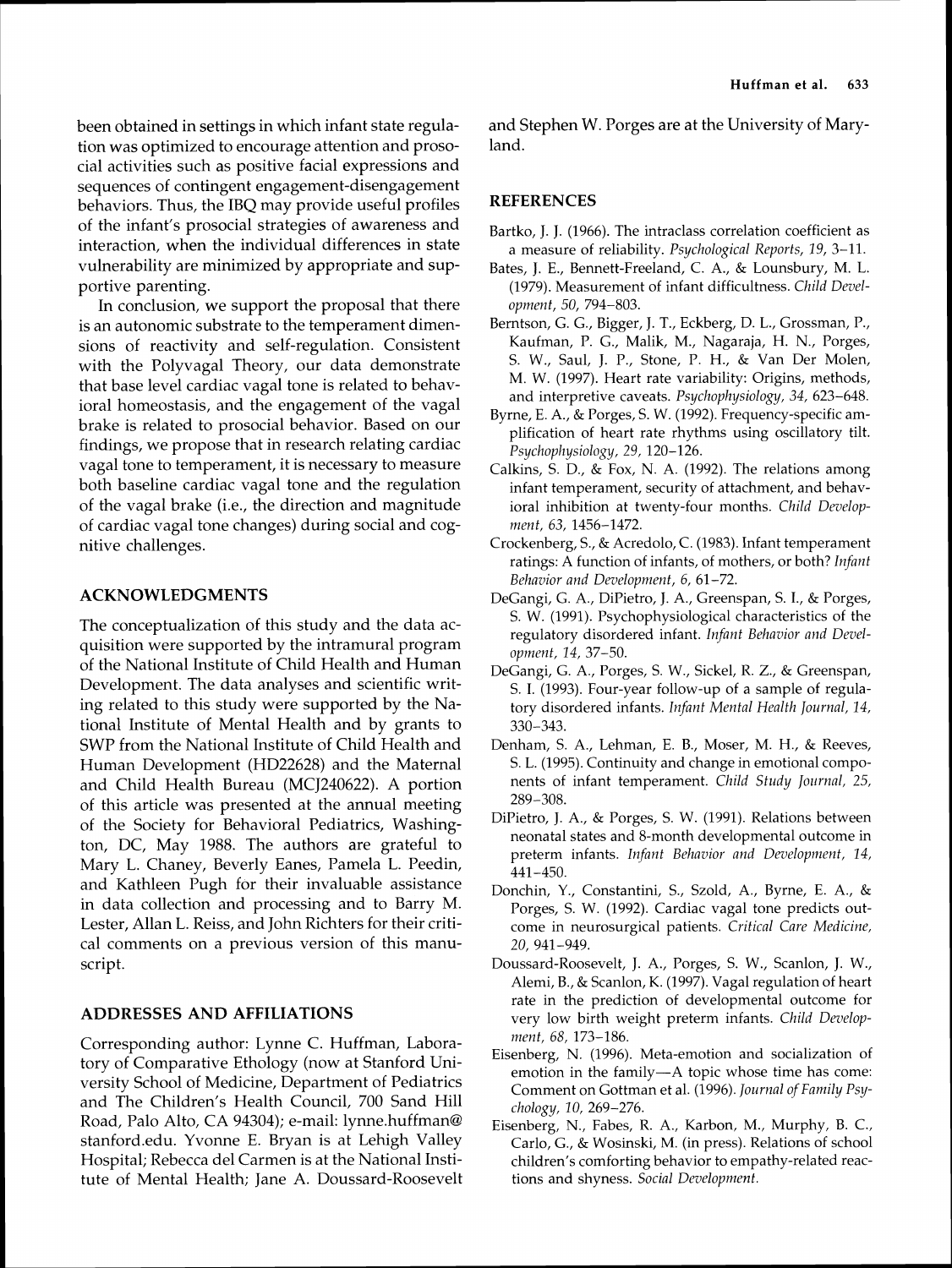been obtained in settings in which infant state regulation was optimized to encourage attention and prosocial activities such as positive facial expressions and sequences of contingent engagement-disengagement behaviors. Thus, the IBQ may provide useful profiles of the infant's prosocial strategies of awareness and interaction, when the individual differences in state vulnerability are minimized by appropriate and supportive parenting.

In conclusion, we support the proposal that there is an autonomic substrate to the temperament dimensions of reactivity and self-regulation. Consistent with the Polyvagal Theory, our data demonstrate that base level cardiac vagal tone is related to behavioral homeostasis, and the engagement of the vagal brake is related to prosocial behavior. Based on our findings, we propose that in research relating cardiac vagal tone to temperament, it is necessary to measure both baseline cardiac vagal tone and the regulation of the vagal brake (i.e., the direction and magnitude of cardiac vagal tone changes) during social and cognitive challenges.

## ACKNOWLEDGMENTS

The conceptualization of this study and the data acquisition were supported by the intramural program of the National Institute of Child Health and Human Development. The data analyses and scientific writing related to this study were supported by the National Institute of Mental Health and by grants to SWP from the National Institute of Child Health and Human Development (HD22628) and the Maternal and Child Health Bureau (MCJ240622). A portion of this article was presented at the annual meeting of the Society for Behavioral Pediatrics, Washington, DC, May 1988. The authors are grateful to Mary L. Chaney, Beverly Eanes, Pamela L. Peedin, and Kathleen Pugh for their invaluable assistance in data collection and processing and to Barry M. Lester, Allan L. Reiss, and John Richters for their critical comments on a previous version of this manuscript.

## ADDRESSES AND AFFILIATIONS

Corresponding author: Lynne C. Huffman, Laboratory of Comparative Ethology (now at Stanford University School of Medicine, Department of Pediatrics and The Children's Health Council, 700 Sand Hill Road, Palo Alto, CA 94304); e-mail: lynne.huffman@stanford.edu. Yvonne E. Bryan is at Lehigh Valley Hospital; Rebecca del Carmen is at the National Institute of Mental Health; Jane A. Doussard-Roosevelt and Stephen W. Porges are at the University of Maryland.

## REFERENCES

Bartko, J. J. (1966). The intraclass correlation coefficient as a measure of reliability. *Psychological Reports, 19*, 3–11.

Bates, J. E., Bennett-Freeland, C. A., & Lounsbury, M. L. (1979). Measurement of infant difficultness. *Child Development, 50*, 794–803.

Berntson, G. G., Bigger, J. T., Eckberg, D. L., Grossman, P., Kaufman, P. G., Malik, M., Nagaraja, H. N., Porges, S. W., Saul, J. P., Stone, P. H., & Van Der Molen, M. W. (1997). Heart rate variability: Origins, methods, and interpretive caveats. *Psychophysiology, 34*, 623–648.

Byrne, E. A., & Porges, S. W. (1992). Frequency-specific amplification of heart rate rhythms using oscillatory tilt. *Psychophysiology, 29*, 120–126.

Calkins, S. D., & Fox, N. A. (1992). The relations among infant temperament, security of attachment, and behavioral inhibition at twenty-four months. *Child Development, 63*, 1456–1472.

Crockenberg, S., & Acredolo, C. (1983). Infant temperament ratings: A function of infants, of mothers, or both? *Infant Behavior and Development, 6*, 61–72.

DeGangi, G. A., DiPietro, J. A., Greenspan, S. I., & Porges, S. W. (1991). Psychophysiological characteristics of the regulatory disordered infant. *Infant Behavior and Development, 14*, 37–50.

DeGangi, G. A., Porges, S. W., Sickel, R. Z., & Greenspan, S. I. (1993). Four-year follow-up of a sample of regulatory disordered infants. *Infant Mental Health Journal, 14*, 330–343.

Denham, S. A., Lehman, E. B., Moser, M. H., & Reeves, S. L. (1995). Continuity and change in emotional components of infant temperament. *Child Study Journal, 25*, 289–308.

DiPietro, J. A., & Porges, S. W. (1991). Relations between neonatal states and 8-month developmental outcome in preterm infants. *Infant Behavior and Development, 14*, 441–450.

Donchin, Y., Constantini, S., Szold, A., Byrne, E. A., & Porges, S. W. (1992). Cardiac vagal tone predicts outcome in neurosurgical patients. *Critical Care Medicine, 20*, 941–949.

Doussard-Roosevelt, J. A., Porges, S. W., Scanlon, J. W., Alemi, B., & Scanlon, K. (1997). Vagal regulation of heart rate in the prediction of developmental outcome for very low birth weight preterm infants. *Child Development, 68*, 173–186.

Eisenberg, N. (1996). Meta-emotion and socialization of emotion in the family—A topic whose time has come: Comment on Gottman et al. (1996). *Journal of Family Psychology, 10*, 269–276.

Eisenberg, N., Fabes, R. A., Karbon, M., Murphy, B. C., Carlo, G., & Wosinski, M. (in press). Relations of school children's comforting behavior to empathy-related reactions and shyness. *Social Development.*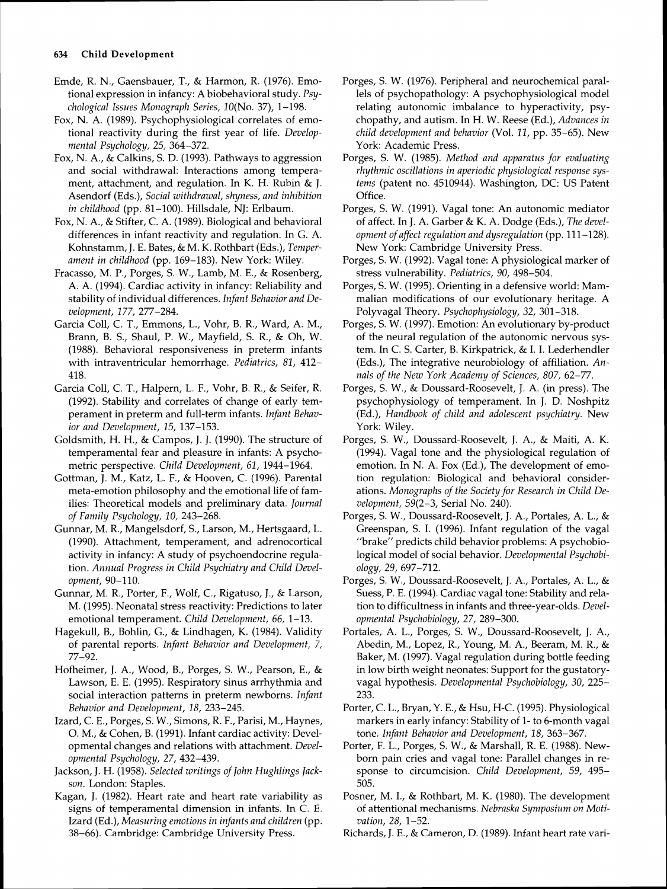Emde, R. N., Gaensbauer, T., & Harmon, R. (1976). Emotional expression in infancy: A biobehavioral study. *Psychological Issues Monograph Series, 10*(No. 37), 1–198.

Fox, N. A. (1989). Psychophysiological correlates of emotional reactivity during the first year of life. *Developmental Psychology, 25,* 364–372.

Fox, N. A., & Calkins, S. D. (1993). Pathways to aggression and social withdrawal: Interactions among temperament, attachment, and regulation. In K. H. Rubin & J. Asendorf (Eds.), *Social withdrawal, shyness, and inhibition in childhood* (pp. 81–100). Hillsdale, NJ: Erlbaum.

Fox, N. A., & Stifter, C. A. (1989). Biological and behavioral differences in infant reactivity and regulation. In G. A. Kohnstamm, J. E. Bates, & M. K. Rothbart (Eds.), *Temperament in childhood* (pp. 169–183). New York: Wiley.

Fracasso, M. P., Porges, S. W., Lamb, M. E., & Rosenberg, A. A. (1994). Cardiac activity in infancy: Reliability and stability of individual differences. *Infant Behavior and Development, 177,* 277–284.

Garcia Coll, C. T., Emmons, L., Vohr, B. R., Ward, A. M., Brann, B. S., Shaul, P. W., Mayfield, S. R., & Oh, W. (1988). Behavioral responsiveness in preterm infants with intraventricular hemorrhage. *Pediatrics, 81,* 412–418.

Garcia Coll, C. T., Halpern, L. F., Vohr, B. R., & Seifer, R. (1992). Stability and correlates of change of early temperament in preterm and full-term infants. *Infant Behavior and Development, 15,* 137–153.

Goldsmith, H. H., & Campos, J. J. (1990). The structure of temperamental fear and pleasure in infants: A psychometric perspective. *Child Development, 61,* 1944–1964.

Gottman, J. M., Katz, L. F., & Hooven, C. (1996). Parental meta-emotion philosophy and the emotional life of families: Theoretical models and preliminary data. *Journal of Family Psychology, 10,* 243–268.

Gunnar, M. R., Mangelsdorf, S., Larson, M., Hertsgaard, L. (1990). Attachment, temperament, and adrenocortical activity in infancy: A study of psychoendocrine regulation. *Annual Progress in Child Psychiatry and Child Development,* 90–110.

Gunnar, M. R., Porter, F., Wolf, C., Rigatuso, J., & Larson, M. (1995). Neonatal stress reactivity: Predictions to later emotional temperament. *Child Development, 66,* 1–13.

Hagekull, B., Bohlin, G., & Lindhagen, K. (1984). Validity of parental reports. *Infant Behavior and Development, 7,* 77–92.

Hofheimer, J. A., Wood, B., Porges, S. W., Pearson, E., & Lawson, E. E. (1995). Respiratory sinus arrhythmia and social interaction patterns in preterm newborns. *Infant Behavior and Development, 18,* 233–245.

Izard, C. E., Porges, S. W., Simons, R. F., Parisi, M., Haynes, O. M., & Cohen, B. (1991). Infant cardiac activity: Developmental changes and relations with attachment. *Developmental Psychology, 27,* 432–439.

Jackson, J. H. (1958). *Selected writings of John Hughlings Jackson.* London: Staples.

Kagan, J. (1982). Heart rate and heart rate variability as signs of temperamental dimension in infants. In C. E. Izard (Ed.), *Measuring emotions in infants and children* (pp. 38–66). Cambridge: Cambridge University Press.

Porges, S. W. (1976). Peripheral and neurochemical parallels of psychopathology: A psychophysiological model relating autonomic imbalance to hyperactivity, psychopathy, and autism. In H. W. Reese (Ed.), *Advances in child development and behavior* (Vol. 11, pp. 35–65). New York: Academic Press.

Porges, S. W. (1985). *Method and apparatus for evaluating rhythmic oscillations in aperiodic physiological response systems* (patent no. 4510944). Washington, DC: US Patent Office.

Porges, S. W. (1991). Vagal tone: An autonomic mediator of affect. In J. A. Garber & K. A. Dodge (Eds.), *The development of affect regulation and dysregulation* (pp. 111–128). New York: Cambridge University Press.

Porges, S. W. (1992). Vagal tone: A physiological marker of stress vulnerability. *Pediatrics, 90,* 498–504.

Porges, S. W. (1995). Orienting in a defensive world: Mammalian modifications of our evolutionary heritage. A Polyvagal Theory. *Psychophysiology, 32,* 301–318.

Porges, S. W. (1997). Emotion: An evolutionary by-product of the neural regulation of the autonomic nervous system. In C. S. Carter, B. Kirkpatrick, & I. I. Lederhendler (Eds.), The integrative neurobiology of affiliation. *Annals of the New York Academy of Sciences, 807,* 62–77.

Porges, S. W., & Doussard-Roosevelt, J. A. (in press). The psychophysiology of temperament. In J. D. Noshpitz (Ed.), *Handbook of child and adolescent psychiatry.* New York: Wiley.

Porges, S. W., Doussard-Roosevelt, J. A., & Maiti, A. K. (1994). Vagal tone and the physiological regulation of emotion. In N. A. Fox (Ed.), The development of emotion regulation: Biological and behavioral considerations. *Monographs of the Society for Research in Child Development, 59*(2–3, Serial No. 240).

Porges, S. W., Doussard-Roosevelt, J. A., Portales, A. L., & Greenspan, S. I. (1996). Infant regulation of the vagal "brake" predicts child behavior problems: A psychobiological model of social behavior. *Developmental Psychobiology, 29,* 697–712.

Porges, S. W., Doussard-Roosevelt, J. A., Portales, A. L., & Suess, P. E. (1994). Cardiac vagal tone: Stability and relation to difficultness in infants and three-year-olds. *Developmental Psychobiology, 27,* 289–300.

Portales, A. L., Porges, S. W., Doussard-Roosevelt, J. A., Abedin, M., Lopez, R., Young, M. A., Beeram, M. R., & Baker, M. (1997). Vagal regulation during bottle feeding in low birth weight neonates: Support for the gustatory-vagal hypothesis. *Developmental Psychobiology, 30,* 225–233.

Porter, C. L., Bryan, Y. E., & Hsu, H-C. (1995). Physiological markers in early infancy: Stability of 1- to 6-month vagal tone. *Infant Behavior and Development, 18,* 363–367.

Porter, F. L., Porges, S. W., & Marshall, R. E. (1988). Newborn pain cries and vagal tone: Parallel changes in response to circumcision. *Child Development, 59,* 495–505.

Posner, M. I., & Rothbart, M. K. (1980). The development of attentional mechanisms. *Nebraska Symposium on Motivation, 28,* 1–52.

Richards, J. E., & Cameron, D. (1989). Infant heart rate vari-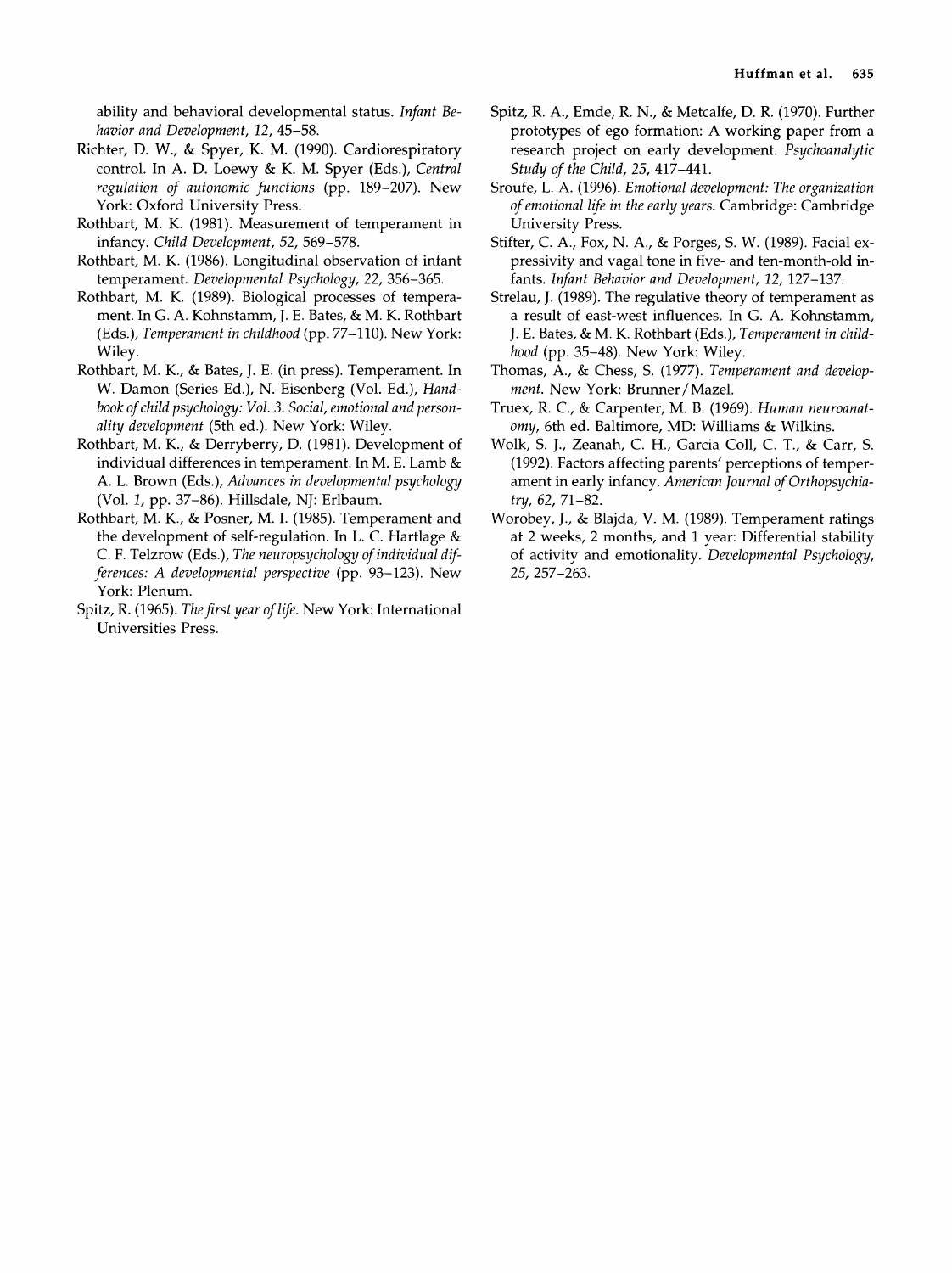ability and behavioral developmental status. *Infant Behavior and Development*, *12*, 45–58.

Richter, D. W., & Spyer, K. M. (1990). Cardiorespiratory control. In A. D. Loewy & K. M. Spyer (Eds.), *Central regulation of autonomic functions* (pp. 189–207). New York: Oxford University Press.

Rothbart, M. K. (1981). Measurement of temperament in infancy. *Child Development*, *52*, 569–578.

Rothbart, M. K. (1986). Longitudinal observation of infant temperament. *Developmental Psychology*, *22*, 356–365.

Rothbart, M. K. (1989). Biological processes of temperament. In G. A. Kohnstamm, J. E. Bates, & M. K. Rothbart (Eds.), *Temperament in childhood* (pp. 77–110). New York: Wiley.

Rothbart, M. K., & Bates, J. E. (in press). Temperament. In W. Damon (Series Ed.), N. Eisenberg (Vol. Ed.), *Handbook of child psychology: Vol. 3. Social, emotional and personality development* (5th ed.). New York: Wiley.

Rothbart, M. K., & Derryberry, D. (1981). Development of individual differences in temperament. In M. E. Lamb & A. L. Brown (Eds.), *Advances in developmental psychology* (Vol. *1*, pp. 37–86). Hillsdale, NJ: Erlbaum.

Rothbart, M. K., & Posner, M. I. (1985). Temperament and the development of self-regulation. In L. C. Hartlage & C. F. Telzrow (Eds.), *The neuropsychology of individual differences: A developmental perspective* (pp. 93–123). New York: Plenum.

Spitz, R. (1965). *The first year of life*. New York: International Universities Press.

Spitz, R. A., Emde, R. N., & Metcalfe, D. R. (1970). Further prototypes of ego formation: A working paper from a research project on early development. *Psychoanalytic Study of the Child*, *25*, 417–441.

Sroufe, L. A. (1996). *Emotional development: The organization of emotional life in the early years*. Cambridge: Cambridge University Press.

Stifter, C. A., Fox, N. A., & Porges, S. W. (1989). Facial expressivity and vagal tone in five- and ten-month-old infants. *Infant Behavior and Development*, *12*, 127–137.

Strelau, J. (1989). The regulative theory of temperament as a result of east-west influences. In G. A. Kohnstamm, J. E. Bates, & M. K. Rothbart (Eds.), *Temperament in childhood* (pp. 35–48). New York: Wiley.

Thomas, A., & Chess, S. (1977). *Temperament and development*. New York: Brunner/Mazel.

Truex, R. C., & Carpenter, M. B. (1969). *Human neuroanatomy*, 6th ed. Baltimore, MD: Williams & Wilkins.

Wolk, S. J., Zeanah, C. H., Garcia Coll, C. T., & Carr, S. (1992). Factors affecting parents' perceptions of temperament in early infancy. *American Journal of Orthopsychiatry*, *62*, 71–82.

Worobey, J., & Blajda, V. M. (1989). Temperament ratings at 2 weeks, 2 months, and 1 year: Differential stability of activity and emotionality. *Developmental Psychology*, *25*, 257–263.